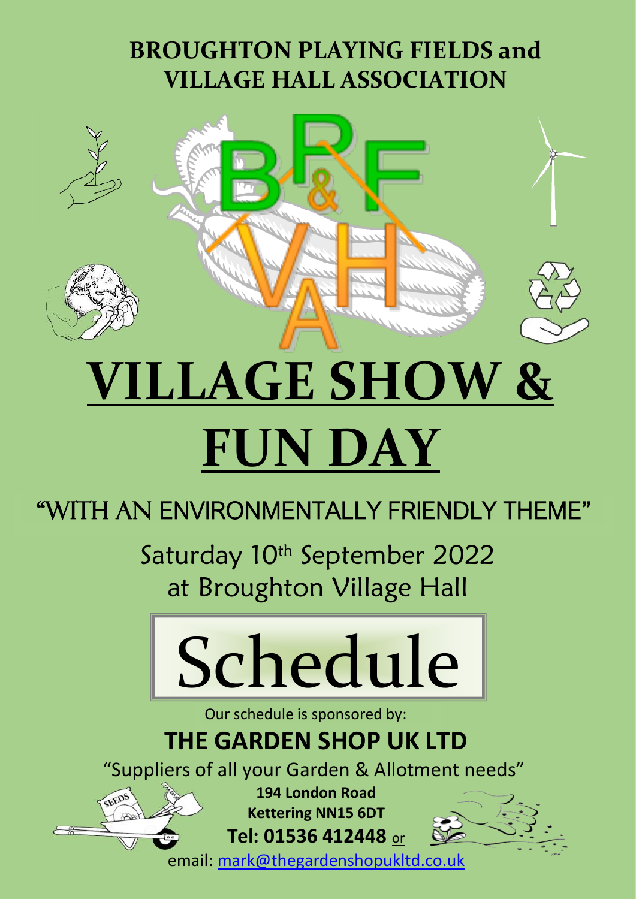# BROUGHTON PLAYING FIELDS and VILLAGE HALL ASSOCIATION

BP&F VAH

# VILLAGE SHOW & FUN DAY

## "WITH AN ENVIRONMENTALLY FRIENDLY THEME"

Saturday 10th September 2022
at Broughton Village Hall

# Schedule

Our schedule is sponsored by:

## THE GARDEN SHOP UK LTD

"Suppliers of all your Garden & Allotment needs"

**194 London Road**
**Kettering NN15 6DT**
**Tel: 01536 412448** or
email: mark@thegardenshopukltd.co.uk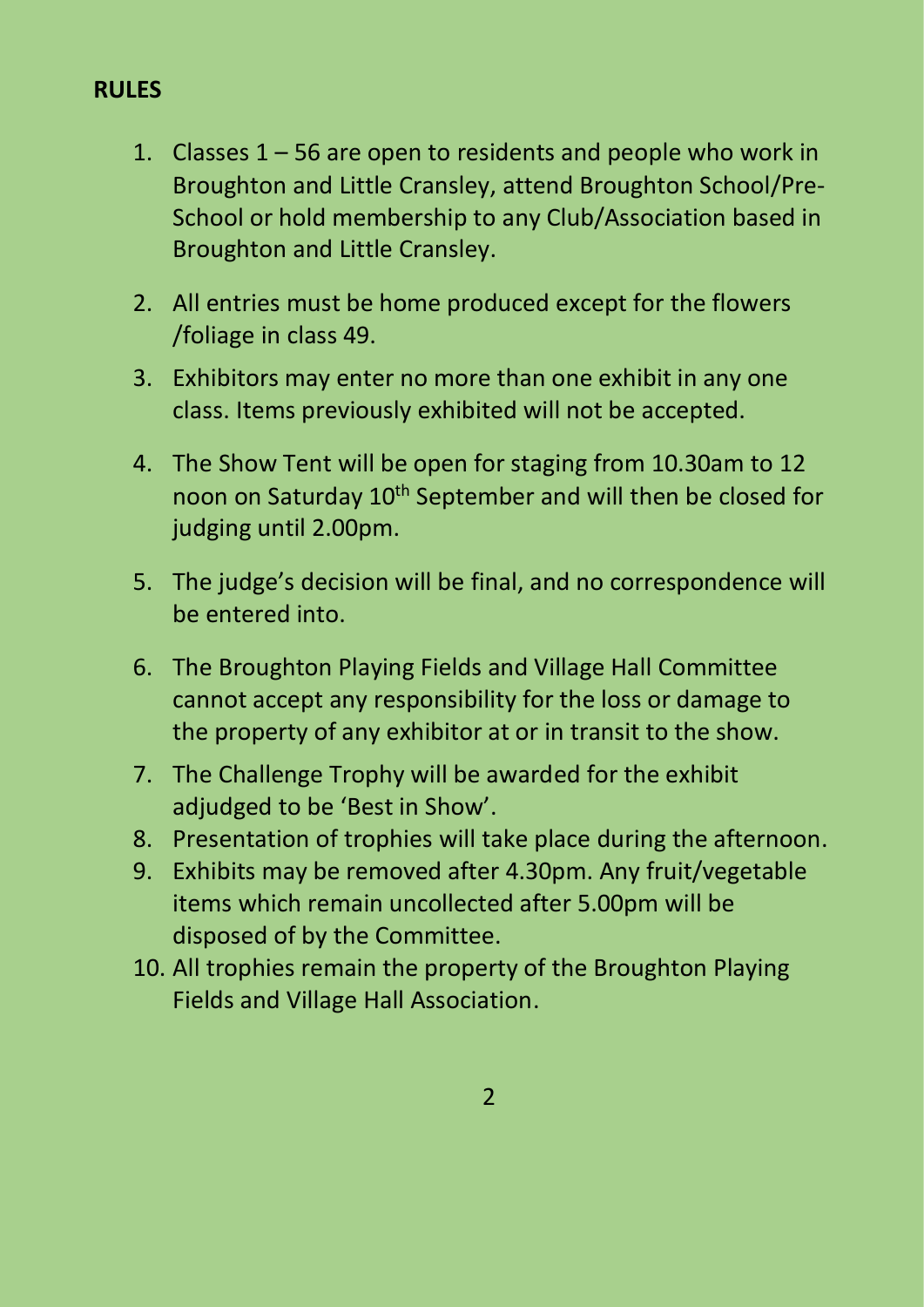**RULES**

1. Classes 1 – 56 are open to residents and people who work in Broughton and Little Cransley, attend Broughton School/Pre-School or hold membership to any Club/Association based in Broughton and Little Cransley.
2. All entries must be home produced except for the flowers /foliage in class 49.
3. Exhibitors may enter no more than one exhibit in any one class. Items previously exhibited will not be accepted.
4. The Show Tent will be open for staging from 10.30am to 12 noon on Saturday 10th September and will then be closed for judging until 2.00pm.
5. The judge's decision will be final, and no correspondence will be entered into.
6. The Broughton Playing Fields and Village Hall Committee cannot accept any responsibility for the loss or damage to the property of any exhibitor at or in transit to the show.
7. The Challenge Trophy will be awarded for the exhibit adjudged to be 'Best in Show'.
8. Presentation of trophies will take place during the afternoon.
9. Exhibits may be removed after 4.30pm. Any fruit/vegetable items which remain uncollected after 5.00pm will be disposed of by the Committee.
10. All trophies remain the property of the Broughton Playing Fields and Village Hall Association.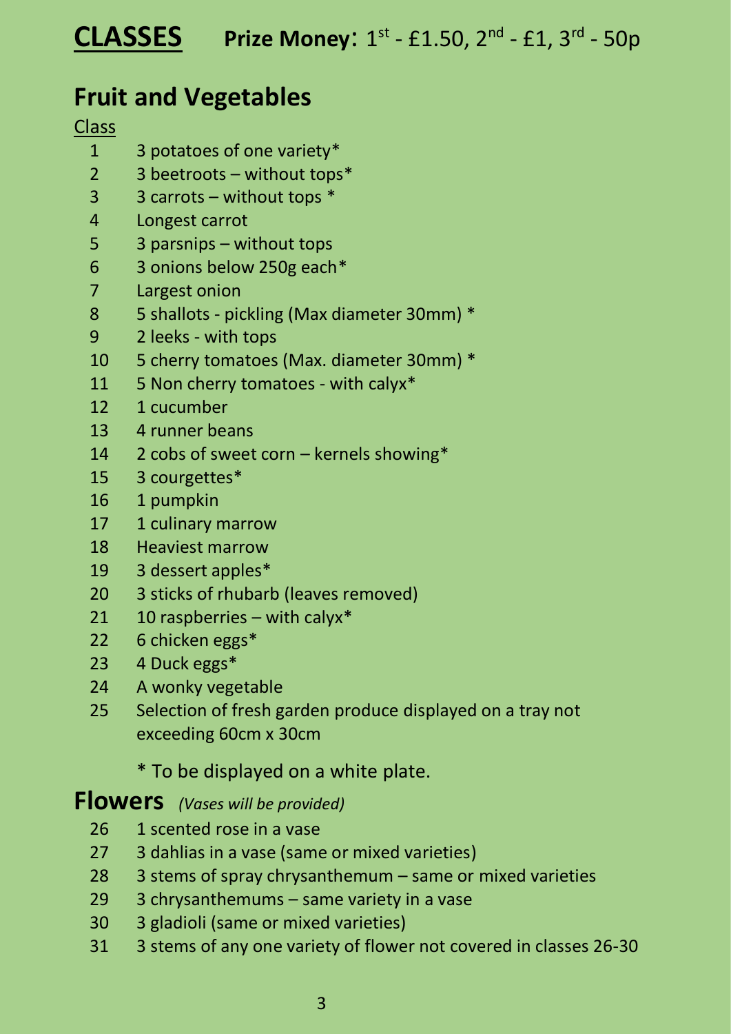# CLASSES Prize Money: 1st - £1.50, 2nd - £1, 3rd - 50p

## Fruit and Vegetables

Class

1. 3 potatoes of one variety*
2. 3 beetroots – without tops*
3. 3 carrots – without tops *
4. Longest carrot
5. 3 parsnips – without tops
6. 3 onions below 250g each*
7. Largest onion
8. 5 shallots - pickling (Max diameter 30mm) *
9. 2 leeks - with tops
10. 5 cherry tomatoes (Max. diameter 30mm) *
11. 5 Non cherry tomatoes - with calyx*
12. 1 cucumber
13. 4 runner beans
14. 2 cobs of sweet corn – kernels showing*
15. 3 courgettes*
16. 1 pumpkin
17. 1 culinary marrow
18. Heaviest marrow
19. 3 dessert apples*
20. 3 sticks of rhubarb (leaves removed)
21. 10 raspberries – with calyx*
22. 6 chicken eggs*
23. 4 Duck eggs*
24. A wonky vegetable
25. Selection of fresh garden produce displayed on a tray not exceeding 60cm x 30cm

\* To be displayed on a white plate.

## Flowers *(Vases will be provided)*

26. 1 scented rose in a vase
27. 3 dahlias in a vase (same or mixed varieties)
28. 3 stems of spray chrysanthemum – same or mixed varieties
29. 3 chrysanthemums – same variety in a vase
30. 3 gladioli (same or mixed varieties)
31. 3 stems of any one variety of flower not covered in classes 26-30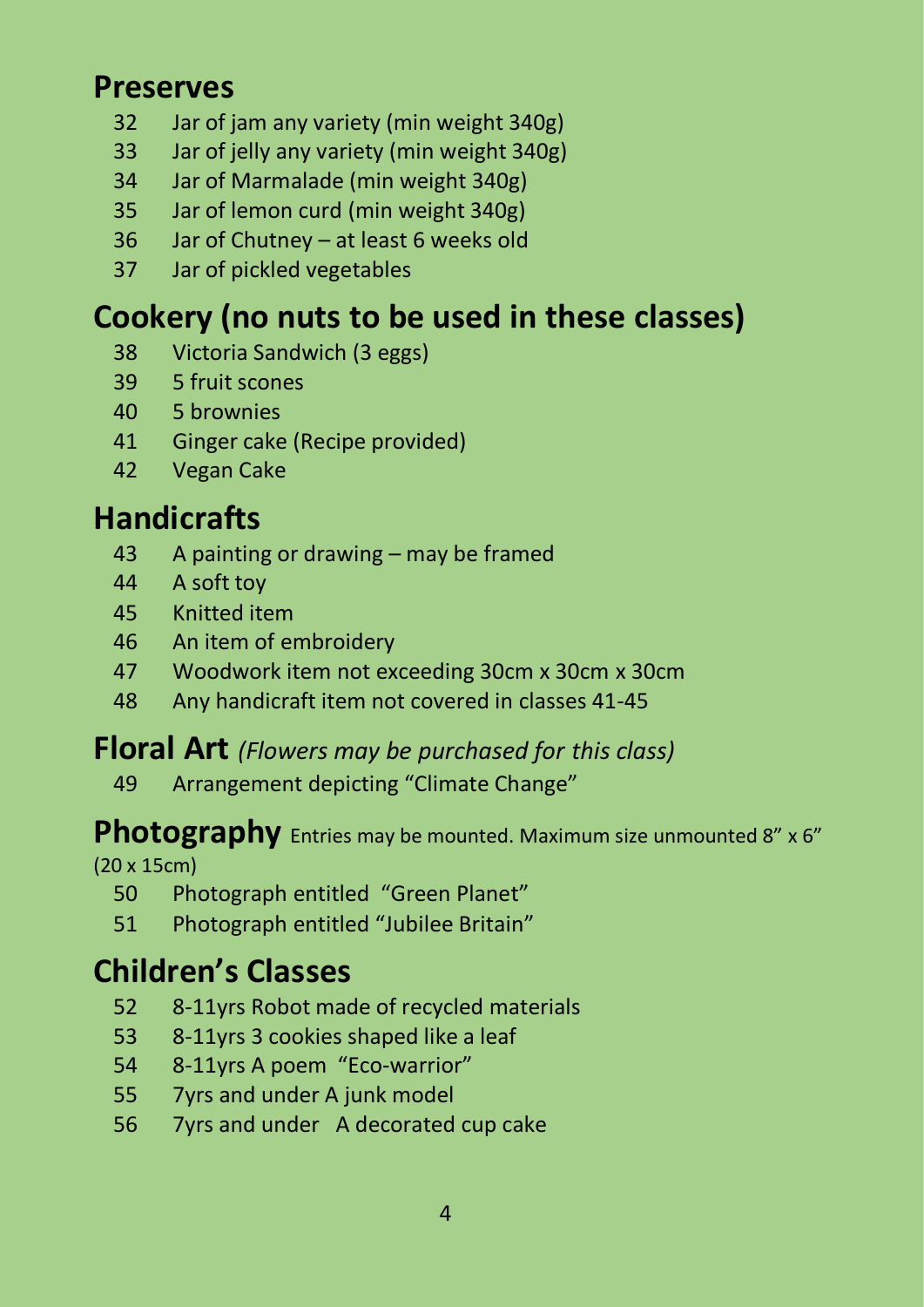## Preserves

32 Jar of jam any variety (min weight 340g)
33 Jar of jelly any variety (min weight 340g)
34 Jar of Marmalade (min weight 340g)
35 Jar of lemon curd (min weight 340g)
36 Jar of Chutney – at least 6 weeks old
37 Jar of pickled vegetables

## Cookery (no nuts to be used in these classes)

38 Victoria Sandwich (3 eggs)
39 5 fruit scones
40 5 brownies
41 Ginger cake (Recipe provided)
42 Vegan Cake

## Handicrafts

43 A painting or drawing – may be framed
44 A soft toy
45 Knitted item
46 An item of embroidery
47 Woodwork item not exceeding 30cm x 30cm x 30cm
48 Any handicraft item not covered in classes 41-45

## Floral Art *(Flowers may be purchased for this class)*

49 Arrangement depicting “Climate Change”

## Photography

Entries may be mounted. Maximum size unmounted 8” x 6” (20 x 15cm)

50 Photograph entitled “Green Planet”
51 Photograph entitled “Jubilee Britain”

## Children’s Classes

52 8-11yrs Robot made of recycled materials
53 8-11yrs 3 cookies shaped like a leaf
54 8-11yrs A poem “Eco-warrior”
55 7yrs and under A junk model
56 7yrs and under A decorated cup cake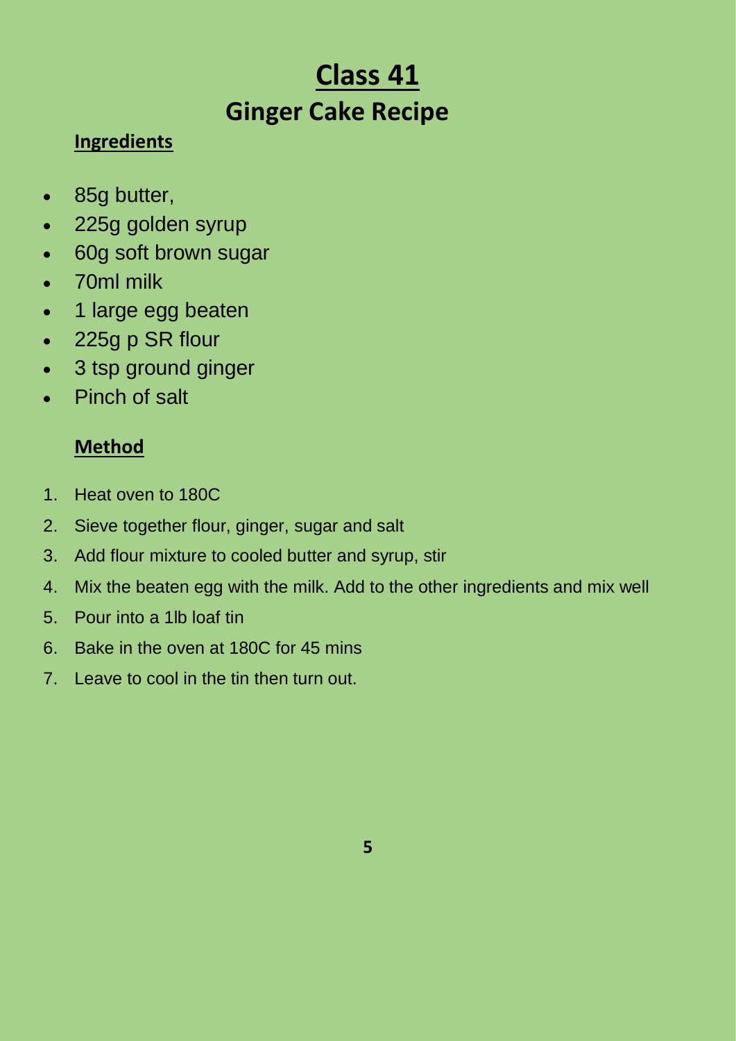# Class 41

## Ginger Cake Recipe

### Ingredients

- 85g butter,
- 225g golden syrup
- 60g soft brown sugar
- 70ml milk
- 1 large egg beaten
- 225g p SR flour
- 3 tsp ground ginger
- Pinch of salt

### Method

1. Heat oven to 180C
2. Sieve together flour, ginger, sugar and salt
3. Add flour mixture to cooled butter and syrup, stir
4. Mix the beaten egg with the milk. Add to the other ingredients and mix well
5. Pour into a 1lb loaf tin
6. Bake in the oven at 180C for 45 mins
7. Leave to cool in the tin then turn out.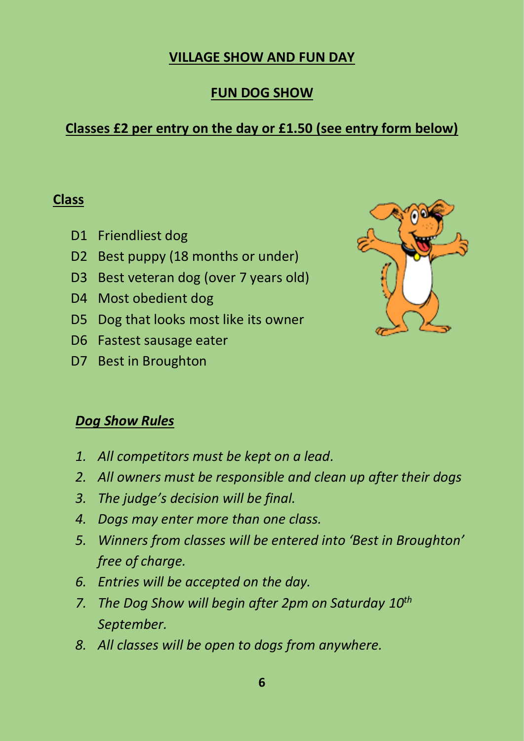## VILLAGE SHOW AND FUN DAY

## FUN DOG SHOW

**Classes £2 per entry on the day or £1.50 (see entry form below)**

**Class**

- D1 Friendliest dog
- D2 Best puppy (18 months or under)
- D3 Best veteran dog (over 7 years old)
- D4 Most obedient dog
- D5 Dog that looks most like its owner
- D6 Fastest sausage eater
- D7 Best in Broughton

***Dog Show Rules***

1. *All competitors must be kept on a lead.*
2. *All owners must be responsible and clean up after their dogs*
3. *The judge's decision will be final.*
4. *Dogs may enter more than one class.*
5. *Winners from classes will be entered into 'Best in Broughton' free of charge.*
6. *Entries will be accepted on the day.*
7. *The Dog Show will begin after 2pm on Saturday 10th September.*
8. *All classes will be open to dogs from anywhere.*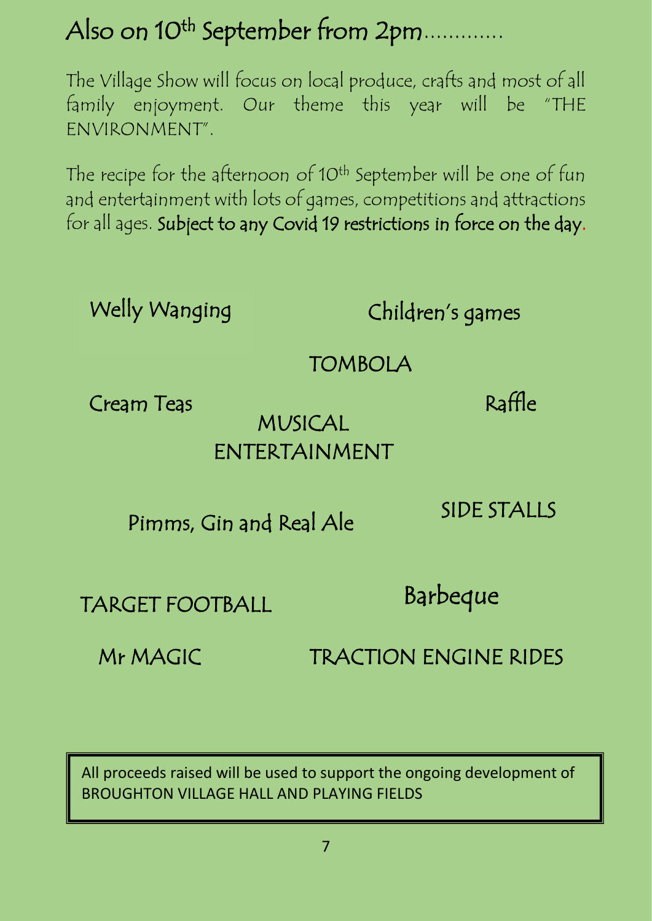# Also on 10th September from 2pm………….

The Village Show will focus on local produce, crafts and most of all family enjoyment. Our theme this year will be "THE ENVIRONMENT".

The recipe for the afternoon of 10th September will be one of fun and entertainment with lots of games, competitions and attractions for all ages. Subject to any Covid 19 restrictions in force on the day.

Welly Wanging

Children's games

TOMBOLA

Cream Teas

Raffle

MUSICAL ENTERTAINMENT

Pimms, Gin and Real Ale

SIDE STALLS

TARGET FOOTBALL

Barbeque

Mr MAGIC

TRACTION ENGINE RIDES

All proceeds raised will be used to support the ongoing development of BROUGHTON VILLAGE HALL AND PLAYING FIELDS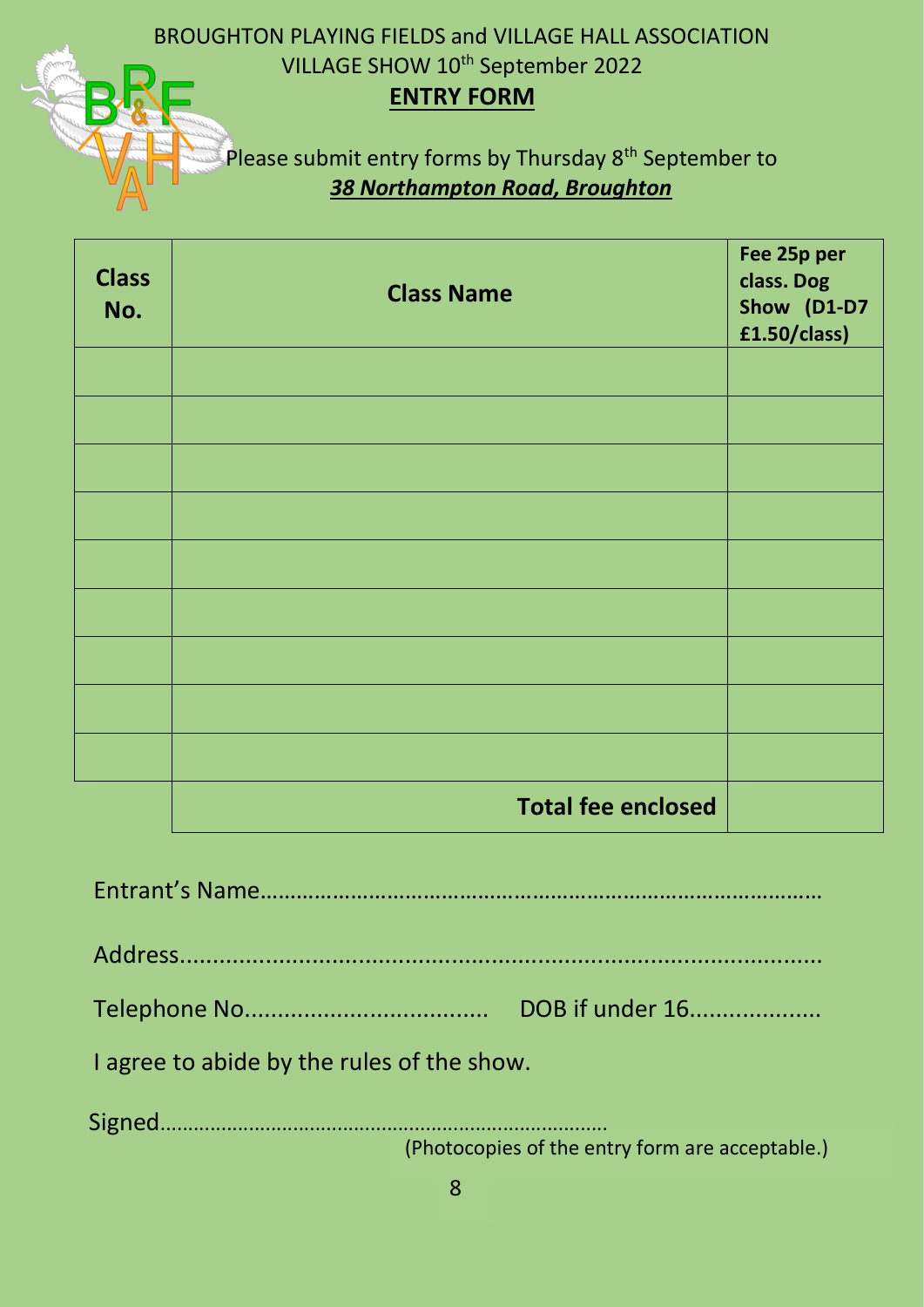BROUGHTON PLAYING FIELDS and VILLAGE HALL ASSOCIATION

VILLAGE SHOW 10th September 2022

# ENTRY FORM

Please submit entry forms by Thursday 8th September to ***38 Northampton Road, Broughton***

| Class No. | Class Name | Fee 25p per class. Dog Show (D1-D7 £1.50/class) |
|---|---|---|
| | | |
| | | |
| | | |
| | | |
| | | |
| | | |
| | | |
| | | |
| | | |
| | **Total fee enclosed** | |

Entrant's Name……………………………………………………………………………

Address.......................................................................................

Telephone No.................................... DOB if under 16...................

I agree to abide by the rules of the show.

Signed…………………………………………………………………

(Photocopies of the entry form are acceptable.)